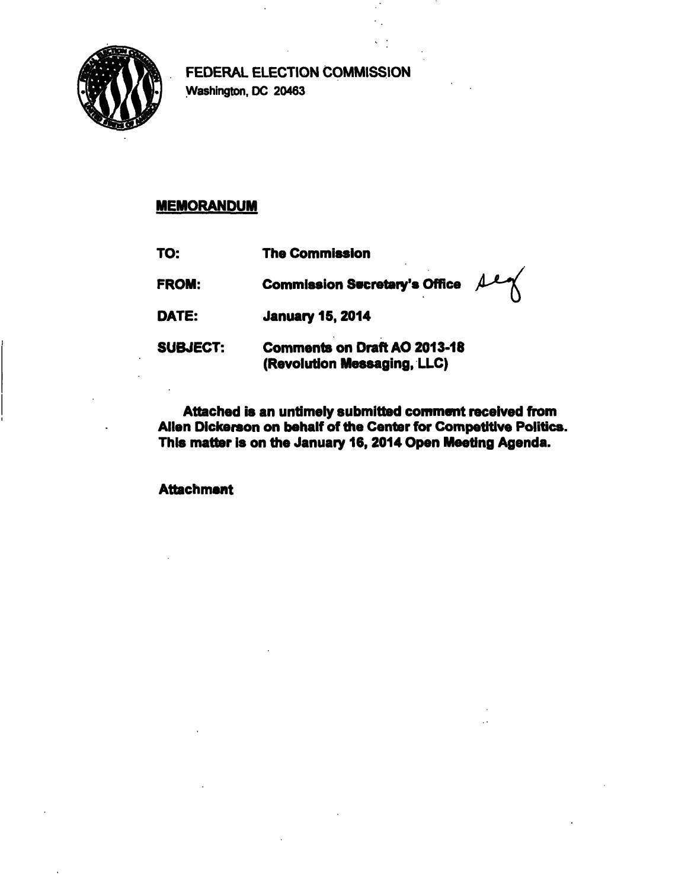FEDERAL ELECTION COMMISSION
Washington, DC 20463

**MEMORANDUM**

**TO:** The Commission

**FROM:** Commission Secretary's Office

**DATE:** January 15, 2014

**SUBJECT:** Comments on Draft AO 2013-18 (Revolution Messaging, LLC)

**Attached is an untimely submitted comment received from Allen Dickerson on behalf of the Center for Competitive Politics. This matter is on the January 16, 2014 Open Meeting Agenda.**

**Attachment**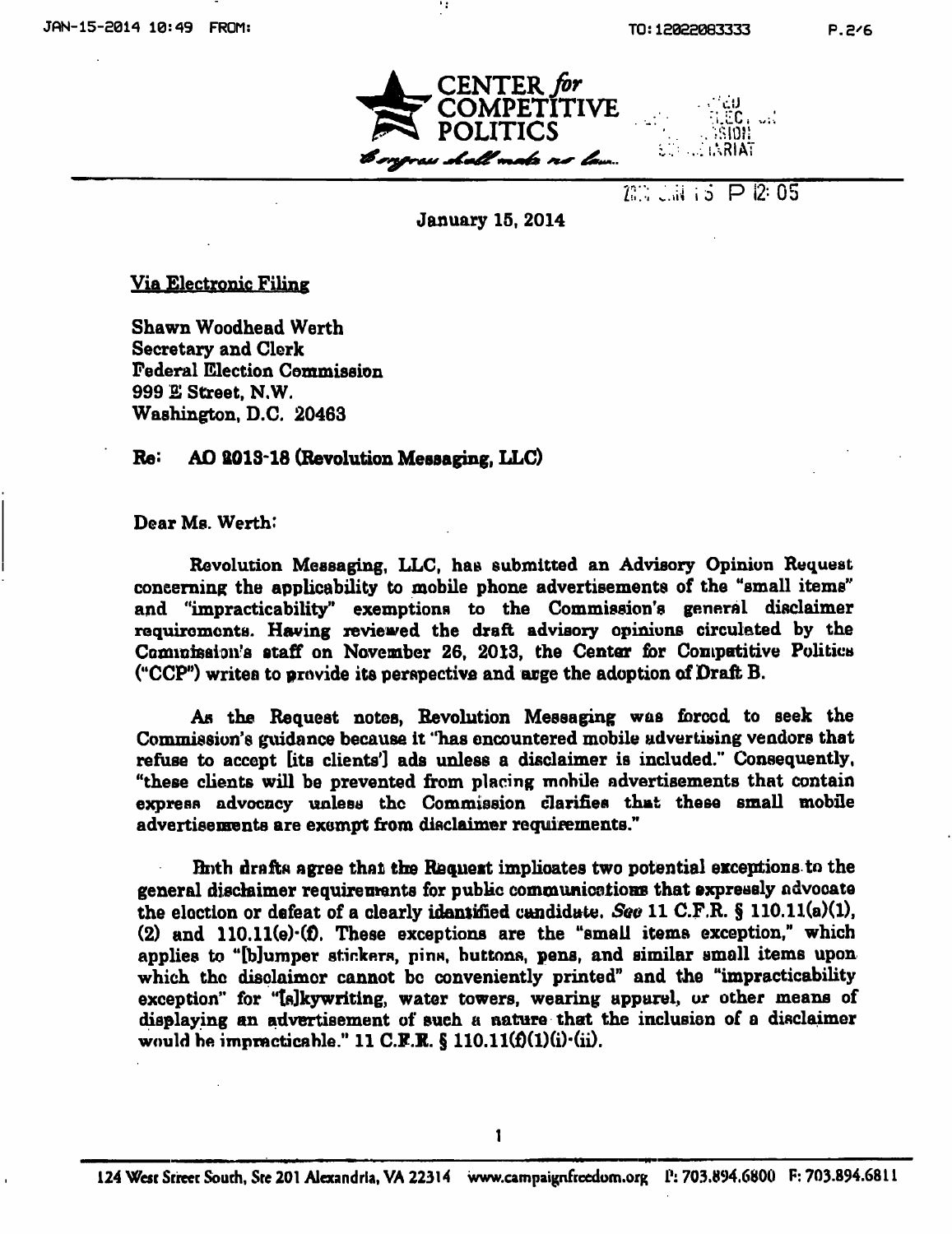CENTER *for* COMPETITIVE POLITICS

*Congress shall make no law...*

January 15, 2014

Via Electronic Filing

Shawn Woodhead Werth
Secretary and Clerk
Federal Election Commission
999 E Street, N.W.
Washington, D.C. 20463

**Re: AO 2013-18 (Revolution Messaging, LLC)**

Dear Ms. Werth:

Revolution Messaging, LLC, has submitted an Advisory Opinion Request concerning the applicability to mobile phone advertisements of the "small items" and "impracticability" exemptions to the Commission's general disclaimer requirements. Having reviewed the draft advisory opinions circulated by the Commission's staff on November 26, 2013, the Center for Competitive Politics ("CCP") writes to provide its perspective and urge the adoption of Draft B.

As the Request notes, Revolution Messaging was forced to seek the Commission's guidance because it "has encountered mobile advertising vendors that refuse to accept [its clients'] ads unless a disclaimer is included." Consequently, "these clients will be prevented from placing mobile advertisements that contain express advocacy unless the Commission clarifies that these small mobile advertisements are exempt from disclaimer requirements."

Both drafts agree that the Request implicates two potential exceptions to the general disclaimer requirements for public communications that expressly advocate the election or defeat of a clearly identified candidate. *See* 11 C.F.R. § 110.11(a)(1), (2) and 110.11(e)-(f). These exceptions are the "small items exception," which applies to "[b]umper stickers, pins, buttons, pens, and similar small items upon which the disclaimer cannot be conveniently printed" and the "impracticability exception" for "[s]kywriting, water towers, wearing apparel, or other means of displaying an advertisement of such a nature that the inclusion of a disclaimer would be impracticable." 11 C.F.R. § 110.11(f)(1)(i)-(ii).

124 West Street South, Ste 201 Alexandria, VA 22314 www.campaignfreedom.org P: 703.894.6800 F: 703.894.6811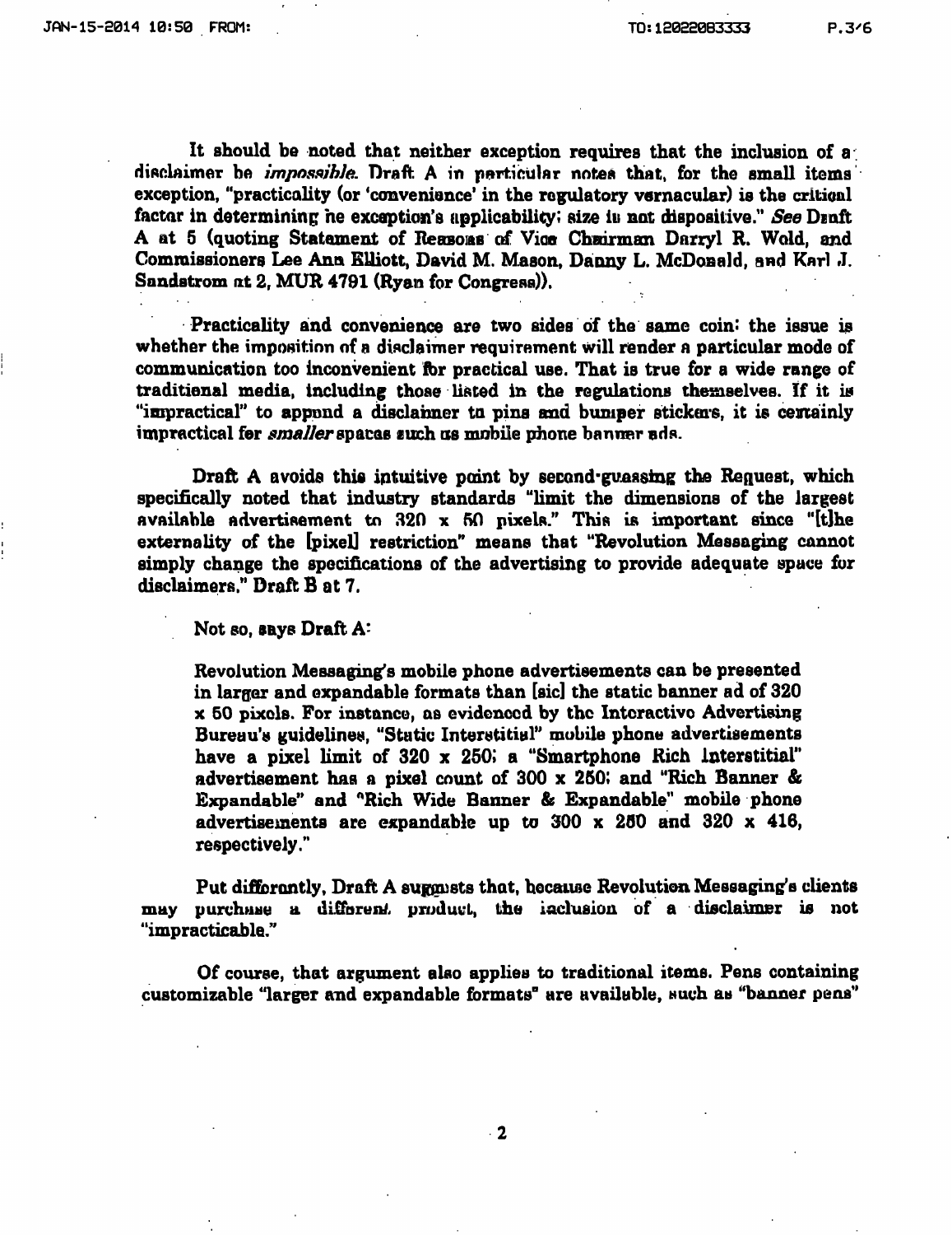It should be noted that neither exception requires that the inclusion of a disclaimer be *impossible*. Draft A in particular notes that, for the small items exception, "practicality (or 'convenience' in the regulatory vernacular) is the critical factor in determining the exception's applicability; size is not dispositive." *See* Draft A at 5 (quoting Statement of Reasons of Vice Chairman Darryl R. Wold, and Commissioners Lee Ann Elliott, David M. Mason, Danny L. McDonald, and Karl J. Sandstrom at 2, MUR 4791 (Ryan for Congress)).

Practicality and convenience are two sides of the same coin: the issue is whether the imposition of a disclaimer requirement will render a particular mode of communication too inconvenient for practical use. That is true for a wide range of traditional media, including those listed in the regulations themselves. If it is "impractical" to append a disclaimer to pins and bumper stickers, it is certainly impractical for *smaller* spaces such as mobile phone banner ads.

Draft A avoids this intuitive point by second-guessing the Request, which specifically noted that industry standards "limit the dimensions of the largest available advertisement to 320 x 50 pixels." This is important since "[t]he externality of the [pixel] restriction" means that "Revolution Messaging cannot simply change the specifications of the advertising to provide adequate space for disclaimers." Draft B at 7.

Not so, says Draft A:

> Revolution Messaging's mobile phone advertisements can be presented in larger and expandable formats than [sic] the static banner ad of 320 x 50 pixels. For instance, as evidenced by the Interactive Advertising Bureau's guidelines, "Static Interstitial" mobile phone advertisements have a pixel limit of 320 x 250; a "Smartphone Rich Interstitial" advertisement has a pixel count of 300 x 250; and "Rich Banner & Expandable" and "Rich Wide Banner & Expandable" mobile phone advertisements are expandable up to 300 x 250 and 320 x 416, respectively."

Put differently, Draft A suggests that, because Revolution Messaging's clients may purchase a different product, the inclusion of a disclaimer is not "impracticable."

Of course, that argument also applies to traditional items. Pens containing customizable "larger and expandable formats" are available, such as "banner pens"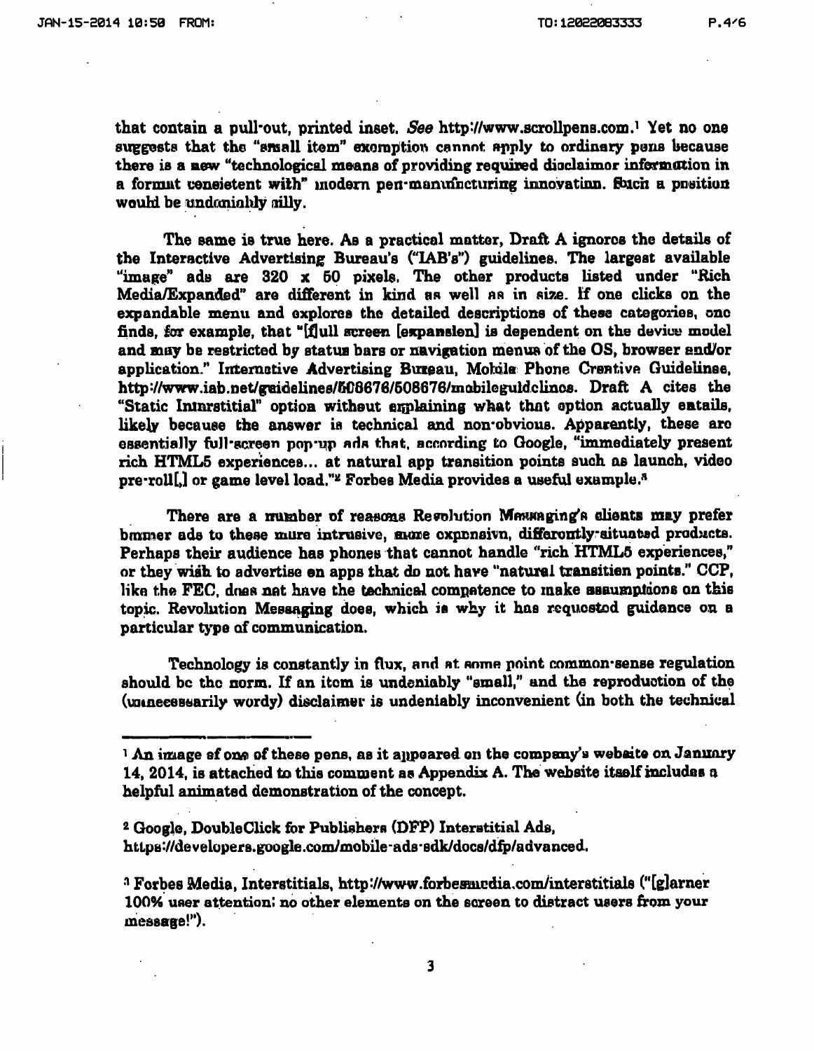that contain a pull-out, printed inset. *See* http://www.scrollpens.com.[1] Yet no one suggests that the "small item" exemption cannot apply to ordinary pens because there is a new "technological means of providing required disclaimer information in a format consistent with" modern pen-manufacturing innovation. Such a position would be undeniably silly.

The same is true here. As a practical matter, Draft A ignores the details of the Interactive Advertising Bureau's ("IAB's") guidelines. The largest available "image" ads are 320 x 50 pixels. The other products listed under "Rich Media/Expanded" are different in kind as well as in size. If one clicks on the expandable menu and explores the detailed descriptions of these categories, one finds, for example, that "[f]ull screen [expansion] is dependent on the device model and may be restricted by status bars or navigation menus of the OS, browser and/or application." Interactive Advertising Bureau, Mobile Phone Creative Guidelines, http://www.iab.net/guidelines/508676/508676/mobileguidelines. Draft A cites the "Static Interstitial" option without explaining what that option actually entails, likely because the answer is technical and non-obvious. Apparently, these are essentially full-screen pop-up ads that, according to Google, "immediately present rich HTML5 experiences... at natural app transition points such as launch, video pre-roll[,] or game level load."[2] Forbes Media provides a useful example.[3]

There are a number of reasons Revolution Messaging's clients may prefer banner ads to these more intrusive, more expensive, differently-situated products. Perhaps their audience has phones that cannot handle "rich HTML5 experiences," or they wish to advertise on apps that do not have "natural transition points." CCP, like the FEC, does not have the technical competence to make assumptions on this topic. Revolution Messaging does, which is why it has requested guidance on a particular type of communication.

Technology is constantly in flux, and at some point common-sense regulation should be the norm. If an item is undeniably "small," and the reproduction of the (unnecessarily wordy) disclaimer is undeniably inconvenient (in both the technical

---

[1] An image of one of these pens, as it appeared on the company's website on January 14, 2014, is attached to this comment as Appendix A. The website itself includes a helpful animated demonstration of the concept.

[2] Google, DoubleClick for Publishers (DFP) Interstitial Ads, https://developers.google.com/mobile-ads-sdk/docs/dfp/advanced.

[3] Forbes Media, Interstitials, http://www.forbesmedia.com/interstitials ("[g]arner 100% user attention; no other elements on the screen to distract users from your message!").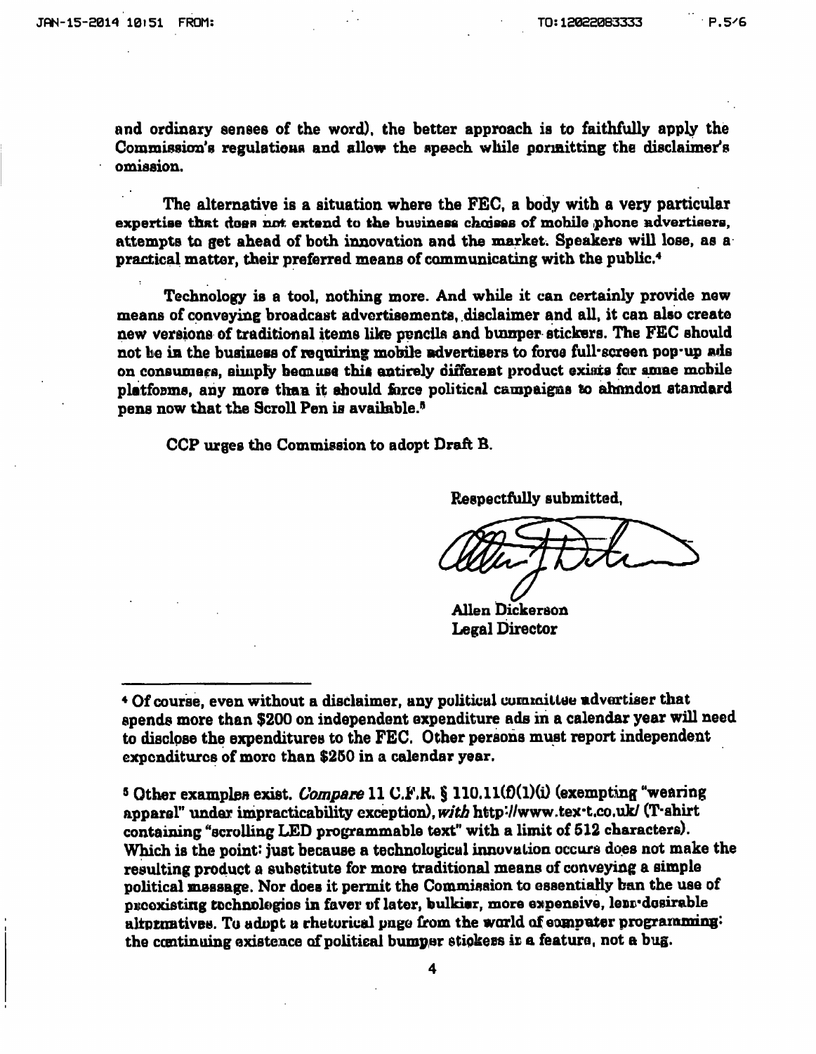and ordinary senses of the word), the better approach is to faithfully apply the Commission's regulations and allow the speech while permitting the disclaimer's omission.

The alternative is a situation where the FEC, a body with a very particular expertise that does not extend to the business choices of mobile phone advertisers, attempts to get ahead of both innovation and the market. Speakers will lose, as a practical matter, their preferred means of communicating with the public.[4]

Technology is a tool, nothing more. And while it can certainly provide new means of conveying broadcast advertisements, disclaimer and all, it can also create new versions of traditional items like pencils and bumper stickers. The FEC should not be in the business of requiring mobile advertisers to force full-screen pop-up ads on consumers, simply because this entirely different product exists for some mobile platforms, any more than it should force political campaigns to abandon standard pens now that the Scroll Pen is available.[5]

CCP urges the Commission to adopt Draft B.

Respectfully submitted,

Allen Dickerson
Legal Director

---

[4] Of course, even without a disclaimer, any political committee advertiser that spends more than $200 on independent expenditure ads in a calendar year will need to disclose the expenditures to the FEC. Other persons must report independent expenditures of more than $250 in a calendar year.

[5] Other examples exist. *Compare* 11 C.F.R. § 110.11(f)(1)(i) (exempting "wearing apparel" under impracticability exception), *with* http://www.tex-t.co.uk/ (T-shirt containing "scrolling LED programmable text" with a limit of 512 characters). Which is the point: just because a technological innovation occurs does not make the resulting product a substitute for more traditional means of conveying a simple political message. Nor does it permit the Commission to essentially ban the use of preexisting technologies in favor of later, bulkier, more expensive, less-desirable alternatives. To adopt a rhetorical page from the world of computer programming: the continuing existence of political bumper stickers is a feature, not a bug.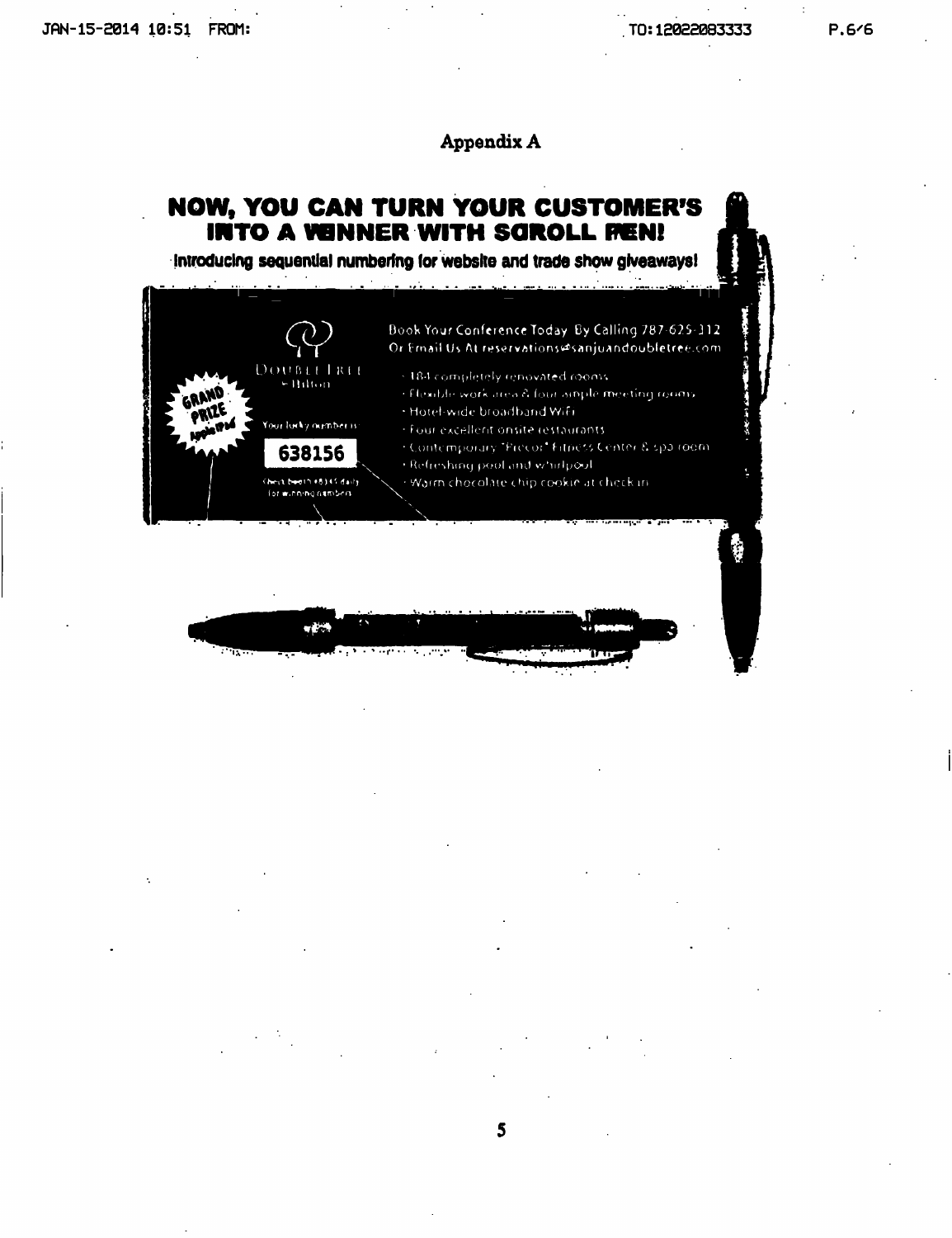# Appendix A

## NOW, YOU CAN TURN YOUR CUSTOMER'S INTO A WINNER WITH SCROLL PEN!

**Introducing sequential numbering for website and trade show giveaways!**

DoubleTree by Hilton

GRAND PRIZE Apple iPad

Your lucky number is:

638156

Check booth #8145 daily for winning numbers

Book Your Conference Today By Calling 787-625-312
Or Email Us At reservations@sanjuandoubletree.com

- 184 completely renovated rooms
- Flexible work area & four ample meeting rooms
- Hotel-wide broadband WiFi
- Four excellent onsite restaurants
- Contemporary "Precor" Fitness Center & spa room
- Refreshing pool and whirlpool
- Warm chocolate chip cookie at check in